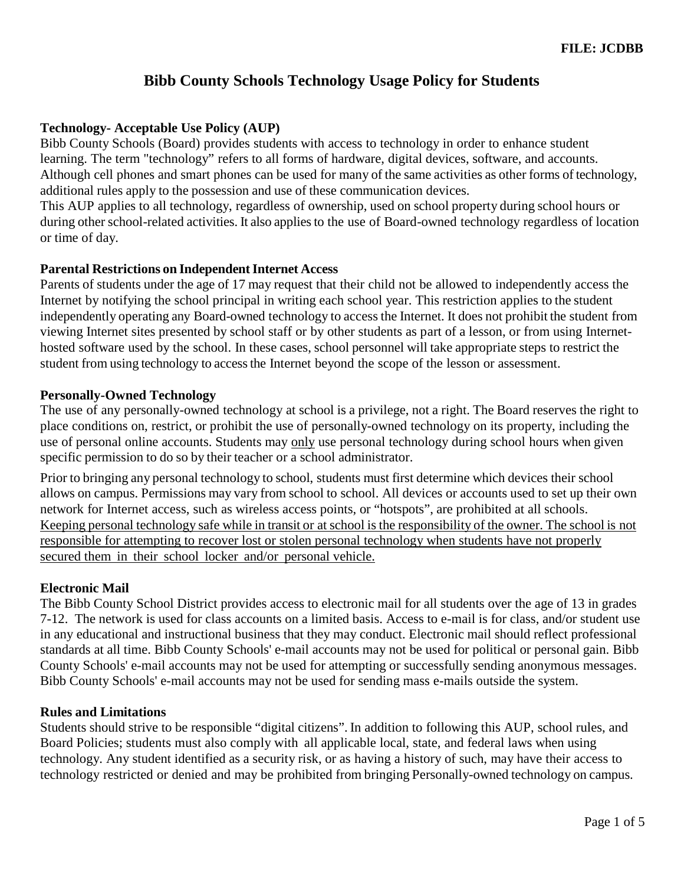FILE: JCDBB

# Bibb County Schools Technology Usage Policy for Students

**Technology- Acceptable Use Policy (AUP)**

Bibb County Schools (Board) provides students with access to technology in order to enhance student learning. The term "technology" refers to all forms of hardware, digital devices, software, and accounts. Although cell phones and smart phones can be used for many of the same activities as other forms of technology, additional rules apply to the possession and use of these communication devices.

This AUP applies to all technology, regardless of ownership, used on school property during school hours or during other school-related activities. It also applies to the use of Board-owned technology regardless of location or time of day.

**Parental Restrictions on Independent Internet Access**

Parents of students under the age of 17 may request that their child not be allowed to independently access the Internet by notifying the school principal in writing each school year. This restriction applies to the student independently operating any Board-owned technology to access the Internet. It does not prohibit the student from viewing Internet sites presented by school staff or by other students as part of a lesson, or from using Internet-hosted software used by the school. In these cases, school personnel will take appropriate steps to restrict the student from using technology to access the Internet beyond the scope of the lesson or assessment.

**Personally-Owned Technology**

The use of any personally-owned technology at school is a privilege, not a right. The Board reserves the right to place conditions on, restrict, or prohibit the use of personally-owned technology on its property, including the use of personal online accounts. Students may <u>only</u> use personal technology during school hours when given specific permission to do so by their teacher or a school administrator.

Prior to bringing any personal technology to school, students must first determine which devices their school allows on campus. Permissions may vary from school to school. All devices or accounts used to set up their own network for Internet access, such as wireless access points, or "hotspots", are prohibited at all schools. <u>Keeping personal technology safe while in transit or at school is the responsibility of the owner. The school is not responsible for attempting to recover lost or stolen personal technology when students have not properly secured them in their school locker and/or personal vehicle.</u>

**Electronic Mail**

The Bibb County School District provides access to electronic mail for all students over the age of 13 in grades 7-12. The network is used for class accounts on a limited basis. Access to e-mail is for class, and/or student use in any educational and instructional business that they may conduct. Electronic mail should reflect professional standards at all time. Bibb County Schools' e-mail accounts may not be used for political or personal gain. Bibb County Schools' e-mail accounts may not be used for attempting or successfully sending anonymous messages. Bibb County Schools' e-mail accounts may not be used for sending mass e-mails outside the system.

**Rules and Limitations**

Students should strive to be responsible "digital citizens". In addition to following this AUP, school rules, and Board Policies; students must also comply with all applicable local, state, and federal laws when using technology. Any student identified as a security risk, or as having a history of such, may have their access to technology restricted or denied and may be prohibited from bringing Personally-owned technology on campus.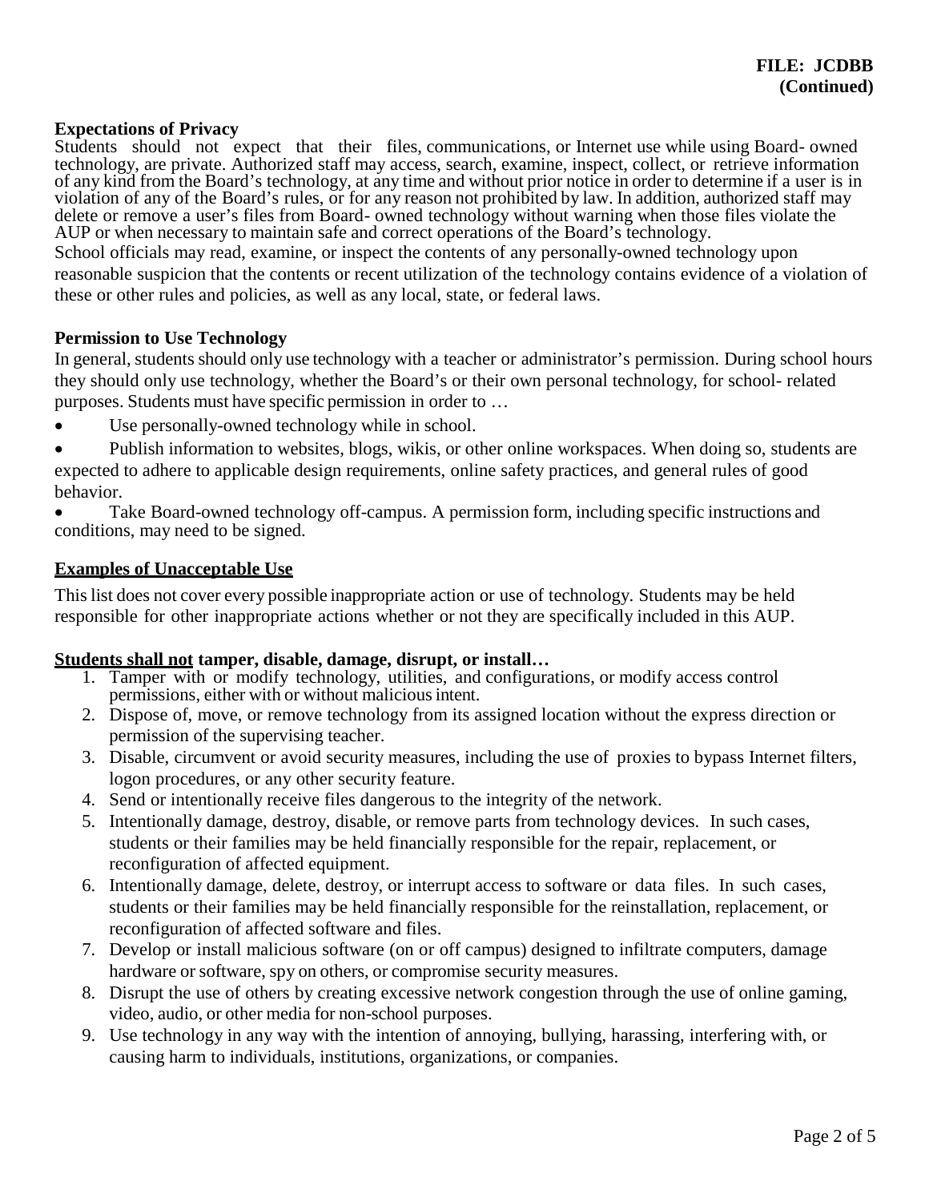**FILE: JCDBB**
**(Continued)**

**Expectations of Privacy**

Students should not expect that their files, communications, or Internet use while using Board- owned technology, are private. Authorized staff may access, search, examine, inspect, collect, or retrieve information of any kind from the Board's technology, at any time and without prior notice in order to determine if a user is in violation of any of the Board's rules, or for any reason not prohibited by law. In addition, authorized staff may delete or remove a user's files from Board- owned technology without warning when those files violate the AUP or when necessary to maintain safe and correct operations of the Board's technology.

School officials may read, examine, or inspect the contents of any personally-owned technology upon reasonable suspicion that the contents or recent utilization of the technology contains evidence of a violation of these or other rules and policies, as well as any local, state, or federal laws.

**Permission to Use Technology**

In general, students should only use technology with a teacher or administrator's permission. During school hours they should only use technology, whether the Board's or their own personal technology, for school- related purposes. Students must have specific permission in order to …

- Use personally-owned technology while in school.
- Publish information to websites, blogs, wikis, or other online workspaces. When doing so, students are expected to adhere to applicable design requirements, online safety practices, and general rules of good behavior.
- Take Board-owned technology off-campus. A permission form, including specific instructions and conditions, may need to be signed.

**Examples of Unacceptable Use**

This list does not cover every possible inappropriate action or use of technology. Students may be held responsible for other inappropriate actions whether or not they are specifically included in this AUP.

**Students shall not tamper, disable, damage, disrupt, or install…**

1. Tamper with or modify technology, utilities, and configurations, or modify access control permissions, either with or without malicious intent.
2. Dispose of, move, or remove technology from its assigned location without the express direction or permission of the supervising teacher.
3. Disable, circumvent or avoid security measures, including the use of proxies to bypass Internet filters, logon procedures, or any other security feature.
4. Send or intentionally receive files dangerous to the integrity of the network.
5. Intentionally damage, destroy, disable, or remove parts from technology devices. In such cases, students or their families may be held financially responsible for the repair, replacement, or reconfiguration of affected equipment.
6. Intentionally damage, delete, destroy, or interrupt access to software or data files. In such cases, students or their families may be held financially responsible for the reinstallation, replacement, or reconfiguration of affected software and files.
7. Develop or install malicious software (on or off campus) designed to infiltrate computers, damage hardware or software, spy on others, or compromise security measures.
8. Disrupt the use of others by creating excessive network congestion through the use of online gaming, video, audio, or other media for non-school purposes.
9. Use technology in any way with the intention of annoying, bullying, harassing, interfering with, or causing harm to individuals, institutions, organizations, or companies.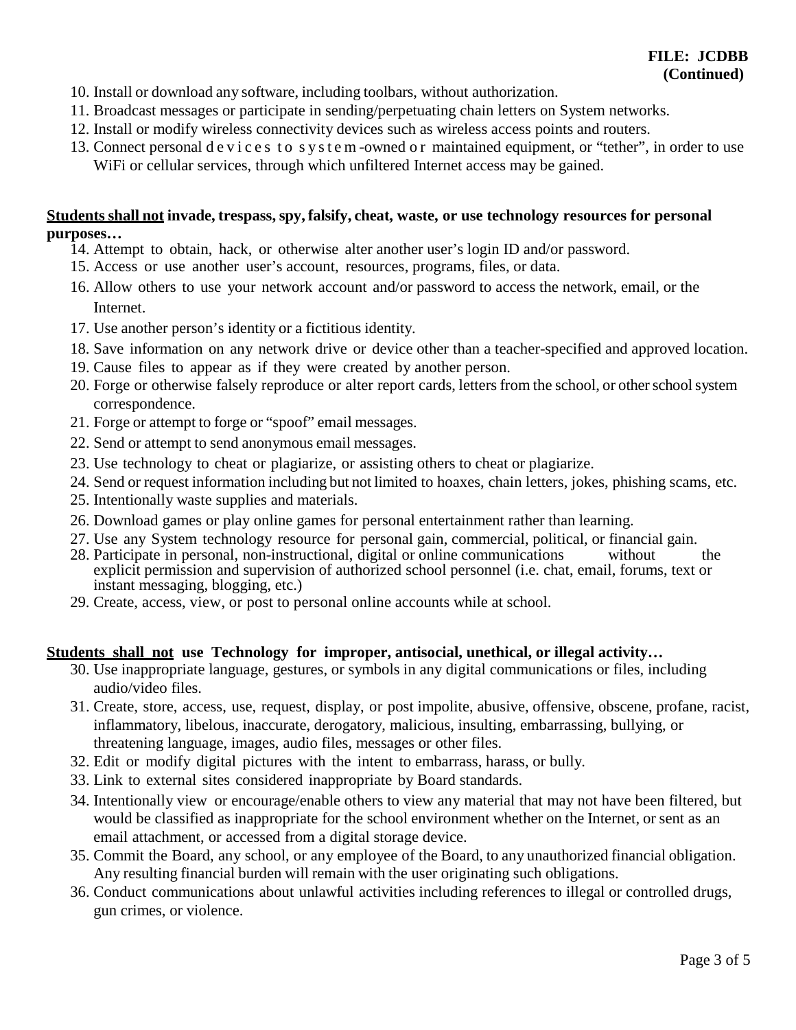10. Install or download any software, including toolbars, without authorization.
11. Broadcast messages or participate in sending/perpetuating chain letters on System networks.
12. Install or modify wireless connectivity devices such as wireless access points and routers.
13. Connect personal devices to system-owned or maintained equipment, or "tether", in order to use WiFi or cellular services, through which unfiltered Internet access may be gained.

**<u>Students shall not</u> invade, trespass, spy, falsify, cheat, waste, or use technology resources for personal purposes…**

14. Attempt to obtain, hack, or otherwise alter another user's login ID and/or password.
15. Access or use another user's account, resources, programs, files, or data.
16. Allow others to use your network account and/or password to access the network, email, or the Internet.
17. Use another person's identity or a fictitious identity.
18. Save information on any network drive or device other than a teacher-specified and approved location.
19. Cause files to appear as if they were created by another person.
20. Forge or otherwise falsely reproduce or alter report cards, letters from the school, or other school system correspondence.
21. Forge or attempt to forge or "spoof" email messages.
22. Send or attempt to send anonymous email messages.
23. Use technology to cheat or plagiarize, or assisting others to cheat or plagiarize.
24. Send or request information including but not limited to hoaxes, chain letters, jokes, phishing scams, etc.
25. Intentionally waste supplies and materials.
26. Download games or play online games for personal entertainment rather than learning.
27. Use any System technology resource for personal gain, commercial, political, or financial gain.
28. Participate in personal, non-instructional, digital or online communications without the explicit permission and supervision of authorized school personnel (i.e. chat, email, forums, text or instant messaging, blogging, etc.)
29. Create, access, view, or post to personal online accounts while at school.

**<u>Students shall not</u> use Technology for improper, antisocial, unethical, or illegal activity…**

30. Use inappropriate language, gestures, or symbols in any digital communications or files, including audio/video files.
31. Create, store, access, use, request, display, or post impolite, abusive, offensive, obscene, profane, racist, inflammatory, libelous, inaccurate, derogatory, malicious, insulting, embarrassing, bullying, or threatening language, images, audio files, messages or other files.
32. Edit or modify digital pictures with the intent to embarrass, harass, or bully.
33. Link to external sites considered inappropriate by Board standards.
34. Intentionally view or encourage/enable others to view any material that may not have been filtered, but would be classified as inappropriate for the school environment whether on the Internet, or sent as an email attachment, or accessed from a digital storage device.
35. Commit the Board, any school, or any employee of the Board, to any unauthorized financial obligation. Any resulting financial burden will remain with the user originating such obligations.
36. Conduct communications about unlawful activities including references to illegal or controlled drugs, gun crimes, or violence.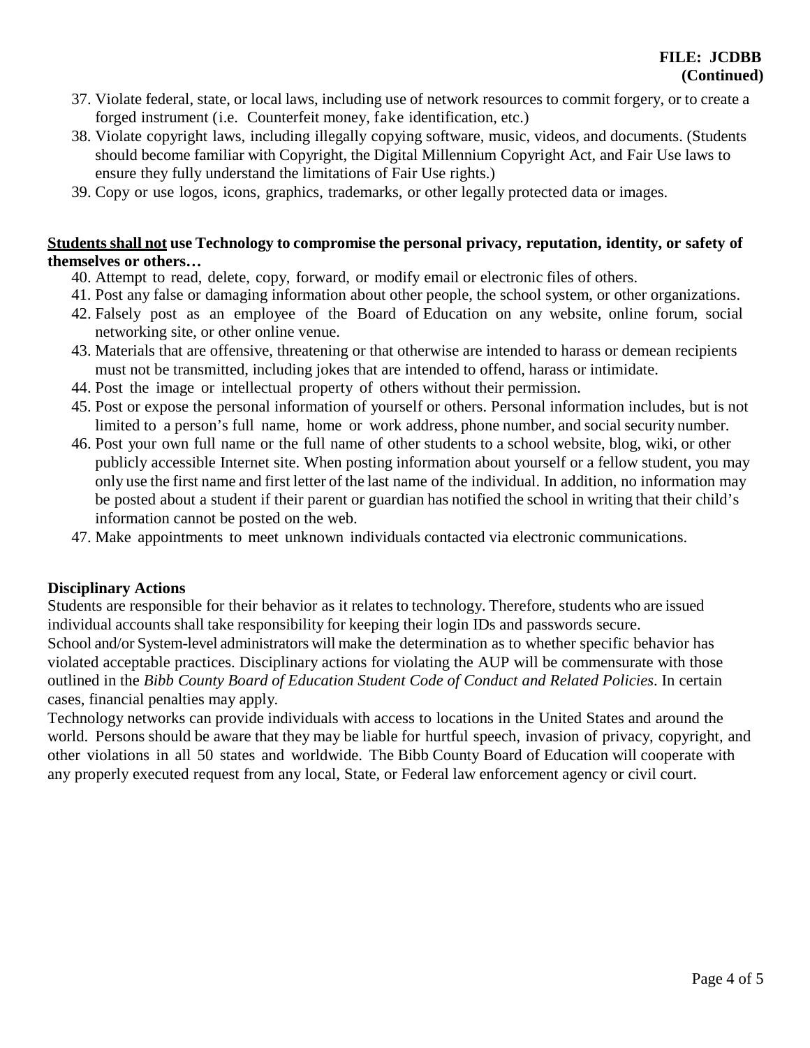37. Violate federal, state, or local laws, including use of network resources to commit forgery, or to create a forged instrument (i.e. Counterfeit money, fake identification, etc.)
38. Violate copyright laws, including illegally copying software, music, videos, and documents. (Students should become familiar with Copyright, the Digital Millennium Copyright Act, and Fair Use laws to ensure they fully understand the limitations of Fair Use rights.)
39. Copy or use logos, icons, graphics, trademarks, or other legally protected data or images.

**<u>Students shall not</u> use Technology to compromise the personal privacy, reputation, identity, or safety of themselves or others…**

40. Attempt to read, delete, copy, forward, or modify email or electronic files of others.
41. Post any false or damaging information about other people, the school system, or other organizations.
42. Falsely post as an employee of the Board of Education on any website, online forum, social networking site, or other online venue.
43. Materials that are offensive, threatening or that otherwise are intended to harass or demean recipients must not be transmitted, including jokes that are intended to offend, harass or intimidate.
44. Post the image or intellectual property of others without their permission.
45. Post or expose the personal information of yourself or others. Personal information includes, but is not limited to a person's full name, home or work address, phone number, and social security number.
46. Post your own full name or the full name of other students to a school website, blog, wiki, or other publicly accessible Internet site. When posting information about yourself or a fellow student, you may only use the first name and first letter of the last name of the individual. In addition, no information may be posted about a student if their parent or guardian has notified the school in writing that their child's information cannot be posted on the web.
47. Make appointments to meet unknown individuals contacted via electronic communications.

**Disciplinary Actions**

Students are responsible for their behavior as it relates to technology. Therefore, students who are issued individual accounts shall take responsibility for keeping their login IDs and passwords secure.

School and/or System-level administrators will make the determination as to whether specific behavior has violated acceptable practices. Disciplinary actions for violating the AUP will be commensurate with those outlined in the *Bibb County Board of Education Student Code of Conduct and Related Policies*. In certain cases, financial penalties may apply.

Technology networks can provide individuals with access to locations in the United States and around the world. Persons should be aware that they may be liable for hurtful speech, invasion of privacy, copyright, and other violations in all 50 states and worldwide. The Bibb County Board of Education will cooperate with any properly executed request from any local, State, or Federal law enforcement agency or civil court.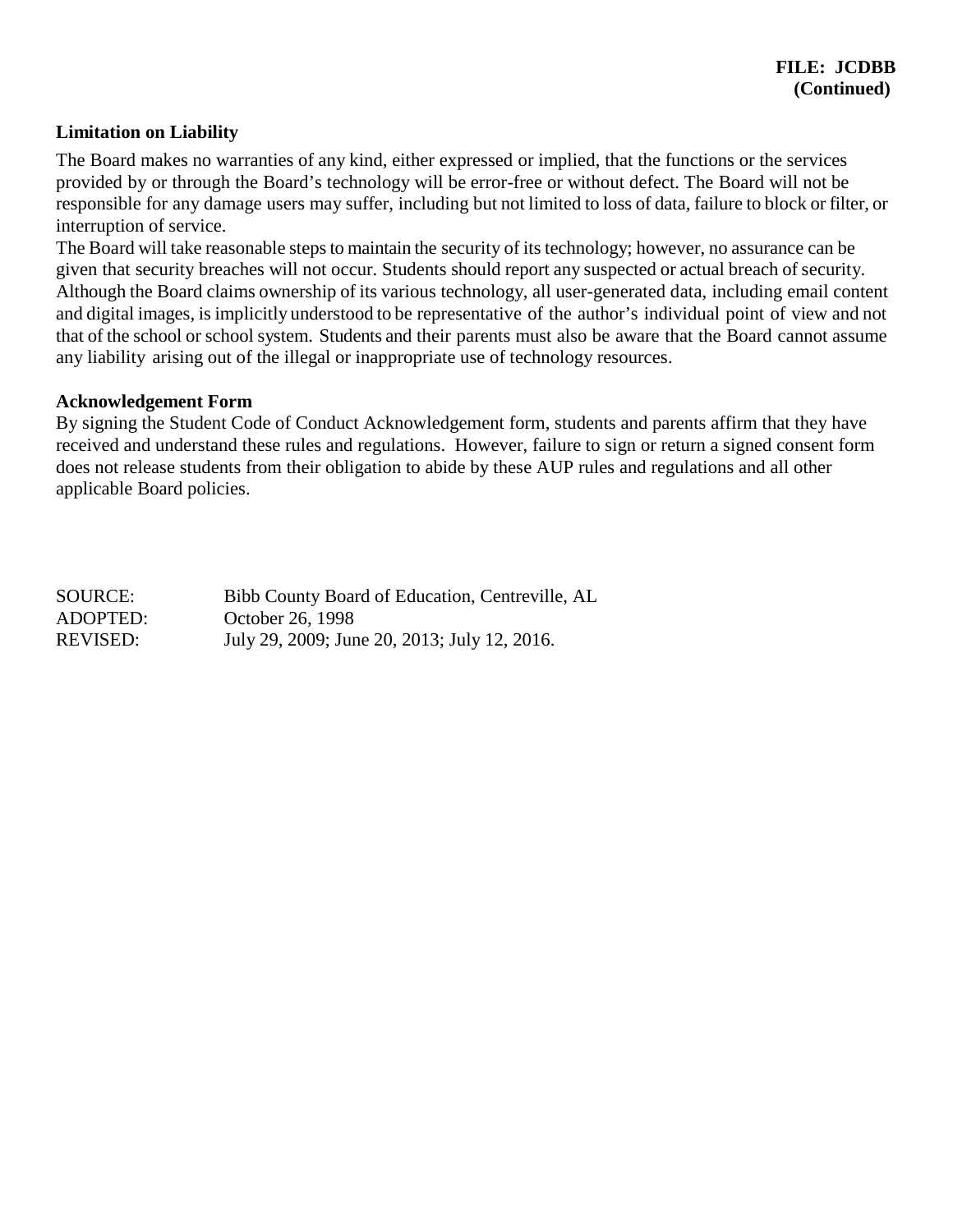**Limitation on Liability**

The Board makes no warranties of any kind, either expressed or implied, that the functions or the services provided by or through the Board's technology will be error-free or without defect. The Board will not be responsible for any damage users may suffer, including but not limited to loss of data, failure to block or filter, or interruption of service.

The Board will take reasonable steps to maintain the security of its technology; however, no assurance can be given that security breaches will not occur. Students should report any suspected or actual breach of security. Although the Board claims ownership of its various technology, all user-generated data, including email content and digital images, is implicitly understood to be representative of the author's individual point of view and not that of the school or school system. Students and their parents must also be aware that the Board cannot assume any liability arising out of the illegal or inappropriate use of technology resources.

**Acknowledgement Form**

By signing the Student Code of Conduct Acknowledgement form, students and parents affirm that they have received and understand these rules and regulations. However, failure to sign or return a signed consent form does not release students from their obligation to abide by these AUP rules and regulations and all other applicable Board policies.

| | |
|---|---|
| SOURCE: | Bibb County Board of Education, Centreville, AL |
| ADOPTED: | October 26, 1998 |
| REVISED: | July 29, 2009; June 20, 2013; July 12, 2016. |